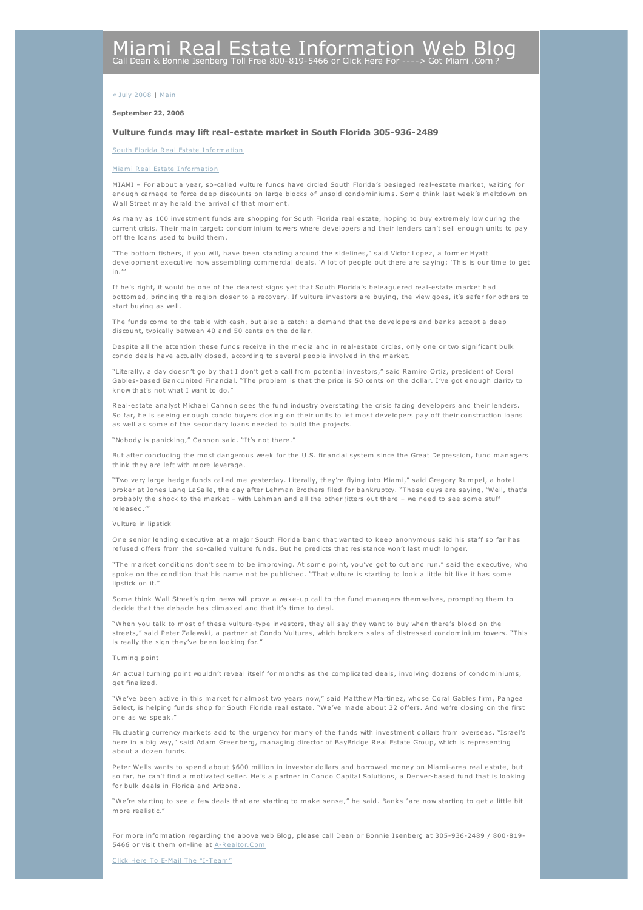# Miami Real Estate Information Web Blog

Call Dean & Bonnie Isenberg Toll Free 800-819-5466 or Click Here For ----> Got Miami .Com ?

« July 2008 | Main

**September 22, 2008**

### Vulture funds may lift real-estate market in South Florida 305-936-2489

South Florida Real Estate Information

Miami Real Estate Information

MIAMI – For about a year, so-called vulture funds have circled South Florida's besieged real-estate market, waiting for enough carnage to force deep discounts on large blocks of unsold condominiums. Some think last week's meltdown on Wall Street may herald the arrival of that moment.

As many as 100 investment funds are shopping for South Florida real estate, hoping to buy extremely low during the current crisis. Their main target: condominium towers where developers and their lenders can't sell enough units to pay off the loans used to build them.

"The bottom fishers, if you will, have been standing around the sidelines," said Victor Lopez, a former Hyatt development executive now assembling commercial deals. 'A lot of people out there are saying: 'This is our time to get in.'"

If he's right, it would be one of the clearest signs yet that South Florida's beleaguered real-estate market had bottomed, bringing the region closer to a recovery. If vulture investors are buying, the view goes, it's safer for others to start buying as well.

The funds come to the table with cash, but also a catch: a demand that the developers and banks accept a deep discount, typically between 40 and 50 cents on the dollar.

Despite all the attention these funds receive in the media and in real-estate circles, only one or two significant bulk condo deals have actually closed, according to several people involved in the market.

"Literally, a day doesn't go by that I don't get a call from potential investors," said Ramiro Ortiz, president of Coral Gables-based BankUnited Financial. "The problem is that the price is 50 cents on the dollar. I've got enough clarity to know that's not what I want to do."

Real-estate analyst Michael Cannon sees the fund industry overstating the crisis facing developers and their lenders. So far, he is seeing enough condo buyers closing on their units to let most developers pay off their construction loans as well as some of the secondary loans needed to build the projects.

"Nobody is panicking," Cannon said. "It's not there."

But after concluding the most dangerous week for the U.S. financial system since the Great Depression, fund managers think they are left with more leverage.

"Two very large hedge funds called me yesterday. Literally, they're flying into Miami," said Gregory Rumpel, a hotel broker at Jones Lang LaSalle, the day after Lehman Brothers filed for bankruptcy. "These guys are saying, 'Well, that's probably the shock to the market – with Lehman and all the other jitters out there – we need to see some stuff released.'"

Vulture in lipstick

One senior lending executive at a major South Florida bank that wanted to keep anonymous said his staff so far has refused offers from the so-called vulture funds. But he predicts that resistance won't last much longer.

"The market conditions don't seem to be improving. At some point, you've got to cut and run," said the executive, who spoke on the condition that his name not be published. "That vulture is starting to look a little bit like it has some lipstick on it."

Some think Wall Street's grim news will prove a wake-up call to the fund managers themselves, prompting them to decide that the debacle has climaxed and that it's time to deal.

"When you talk to most of these vulture-type investors, they all say they want to buy when there's blood on the streets," said Peter Zalewski, a partner at Condo Vultures, which brokers sales of distressed condominium towers. "This is really the sign they've been looking for."

Turning point

An actual turning point wouldn't reveal itself for months as the complicated deals, involving dozens of condominiums, get finalized.

"We've been active in this market for almost two years now," said Matthew Martinez, whose Coral Gables firm, Pangea Select, is helping funds shop for South Florida real estate. "We've made about 32 offers. And we're closing on the first one as we speak."

Fluctuating currency markets add to the urgency for many of the funds with investment dollars from overseas. "Israel's here in a big way," said Adam Greenberg, managing director of BayBridge Real Estate Group, which is representing about a dozen funds.

Peter Wells wants to spend about $600 million in investor dollars and borrowed money on Miami-area real estate, but so far, he can't find a motivated seller. He's a partner in Condo Capital Solutions, a Denver-based fund that is looking for bulk deals in Florida and Arizona.

"We're starting to see a few deals that are starting to make sense," he said. Banks "are now starting to get a little bit more realistic."

For more information regarding the above web Blog, please call Dean or Bonnie Isenberg at 305-936-2489 / 800-819-5466 or visit them on-line at A-Realtor.Com

Click Here To E-Mail The "I-Team"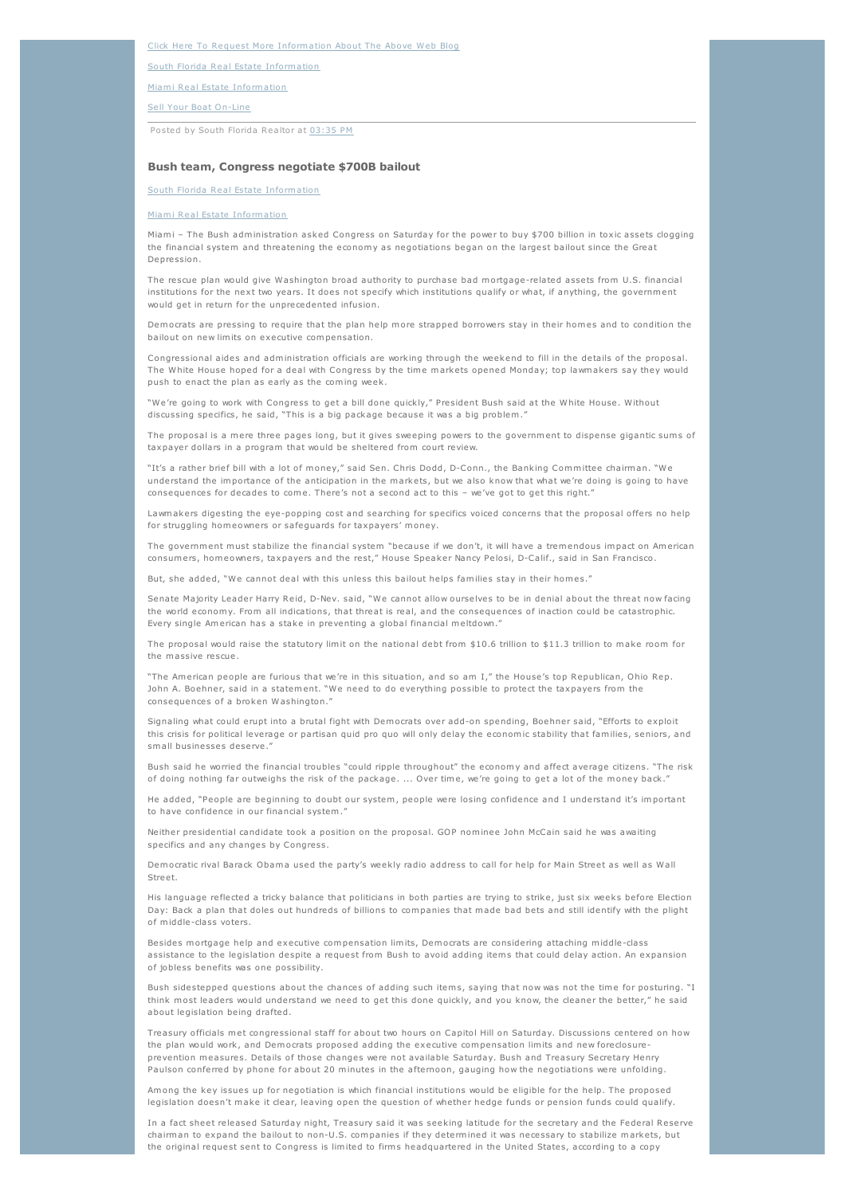Click Here To Request More Information About The Above Web Blog

South Florida Real Estate Information

Miami Real Estate Information

Sell Your Boat On-Line

Posted by South Florida Realtor at 03:35 PM

---

### Bush team, Congress negotiate $700B bailout

South Florida Real Estate Information

Miami Real Estate Information

Miami – The Bush administration asked Congress on Saturday for the power to buy $700 billion in toxic assets clogging the financial system and threatening the economy as negotiations began on the largest bailout since the Great Depression.

The rescue plan would give Washington broad authority to purchase bad mortgage-related assets from U.S. financial institutions for the next two years. It does not specify which institutions qualify or what, if anything, the government would get in return for the unprecedented infusion.

Democrats are pressing to require that the plan help more strapped borrowers stay in their homes and to condition the bailout on new limits on executive compensation.

Congressional aides and administration officials are working through the weekend to fill in the details of the proposal. The White House hoped for a deal with Congress by the time markets opened Monday; top lawmakers say they would push to enact the plan as early as the coming week.

"We're going to work with Congress to get a bill done quickly," President Bush said at the White House. Without discussing specifics, he said, "This is a big package because it was a big problem."

The proposal is a mere three pages long, but it gives sweeping powers to the government to dispense gigantic sums of taxpayer dollars in a program that would be sheltered from court review.

"It's a rather brief bill with a lot of money," said Sen. Chris Dodd, D-Conn., the Banking Committee chairman. "We understand the importance of the anticipation in the markets, but we also know that what we're doing is going to have consequences for decades to come. There's not a second act to this – we've got to get this right."

Lawmakers digesting the eye-popping cost and searching for specifics voiced concerns that the proposal offers no help for struggling homeowners or safeguards for taxpayers' money.

The government must stabilize the financial system "because if we don't, it will have a tremendous impact on American consumers, homeowners, taxpayers and the rest," House Speaker Nancy Pelosi, D-Calif., said in San Francisco.

But, she added, "We cannot deal with this unless this bailout helps families stay in their homes."

Senate Majority Leader Harry Reid, D-Nev. said, "We cannot allow ourselves to be in denial about the threat now facing the world economy. From all indications, that threat is real, and the consequences of inaction could be catastrophic. Every single American has a stake in preventing a global financial meltdown."

The proposal would raise the statutory limit on the national debt from $10.6 trillion to $11.3 trillion to make room for the massive rescue.

"The American people are furious that we're in this situation, and so am I," the House's top Republican, Ohio Rep. John A. Boehner, said in a statement. "We need to do everything possible to protect the taxpayers from the consequences of a broken Washington."

Signaling what could erupt into a brutal fight with Democrats over add-on spending, Boehner said, "Efforts to exploit this crisis for political leverage or partisan quid pro quo will only delay the economic stability that families, seniors, and small businesses deserve."

Bush said he worried the financial troubles "could ripple throughout" the economy and affect average citizens. "The risk of doing nothing far outweighs the risk of the package. ... Over time, we're going to get a lot of the money back."

He added, "People are beginning to doubt our system, people were losing confidence and I understand it's important to have confidence in our financial system."

Neither presidential candidate took a position on the proposal. GOP nominee John McCain said he was awaiting specifics and any changes by Congress.

Democratic rival Barack Obama used the party's weekly radio address to call for help for Main Street as well as Wall Street.

His language reflected a tricky balance that politicians in both parties are trying to strike, just six weeks before Election Day: Back a plan that doles out hundreds of billions to companies that made bad bets and still identify with the plight of middle-class voters.

Besides mortgage help and executive compensation limits, Democrats are considering attaching middle-class assistance to the legislation despite a request from Bush to avoid adding items that could delay action. An expansion of jobless benefits was one possibility.

Bush sidestepped questions about the chances of adding such items, saying that now was not the time for posturing. "I think most leaders would understand we need to get this done quickly, and you know, the cleaner the better," he said about legislation being drafted.

Treasury officials met congressional staff for about two hours on Capitol Hill on Saturday. Discussions centered on how the plan would work, and Democrats proposed adding the executive compensation limits and new foreclosure-prevention measures. Details of those changes were not available Saturday. Bush and Treasury Secretary Henry Paulson conferred by phone for about 20 minutes in the afternoon, gauging how the negotiations were unfolding.

Among the key issues up for negotiation is which financial institutions would be eligible for the help. The proposed legislation doesn't make it clear, leaving open the question of whether hedge funds or pension funds could qualify.

In a fact sheet released Saturday night, Treasury said it was seeking latitude for the secretary and the Federal Reserve chairman to expand the bailout to non-U.S. companies if they determined it was necessary to stabilize markets, but the original request sent to Congress is limited to firms headquartered in the United States, according to a copy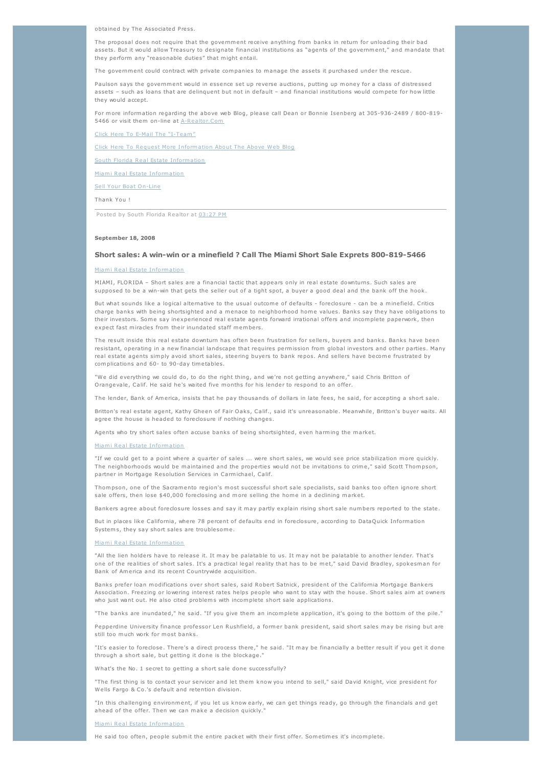obtained by The Associated Press.

The proposal does not require that the government receive anything from banks in return for unloading their bad assets. But it would allow Treasury to designate financial institutions as "agents of the government," and mandate that they perform any "reasonable duties" that might entail.

The government could contract with private companies to manage the assets it purchased under the rescue.

Paulson says the government would in essence set up reverse auctions, putting up money for a class of distressed assets – such as loans that are delinquent but not in default – and financial institutions would compete for how little they would accept.

For more information regarding the above web Blog, please call Dean or Bonnie Isenberg at 305-936-2489 / 800-819-5466 or visit them on-line at A-Realtor.Com

Click Here To E-Mail The "I-Team"

Click Here To Request More Information About The Above Web Blog

South Florida Real Estate Information

Miami Real Estate Information

Sell Your Boat On-Line

Thank You !

Posted by South Florida Realtor at 03:27 PM

**September 18, 2008**

### Short sales: A win-win or a minefield ? Call The Miami Short Sale Exprets 800-819-5466

Miami Real Estate Information

MIAMI, FLORIDA – Short sales are a financial tactic that appears only in real estate downturns. Such sales are supposed to be a win-win that gets the seller out of a tight spot, a buyer a good deal and the bank off the hook.

But what sounds like a logical alternative to the usual outcome of defaults - foreclosure - can be a minefield. Critics charge banks with being shortsighted and a menace to neighborhood home values. Banks say they have obligations to their investors. Some say inexperienced real estate agents forward irrational offers and incomplete paperwork, then expect fast miracles from their inundated staff members.

The result inside this real estate downturn has often been frustration for sellers, buyers and banks. Banks have been resistant, operating in a new financial landscape that requires permission from global investors and other parties. Many real estate agents simply avoid short sales, steering buyers to bank repos. And sellers have become frustrated by complications and 60- to 90-day timetables.

"We did everything we could do, to do the right thing, and we're not getting anywhere," said Chris Britton of Orangevale, Calif. He said he's waited five months for his lender to respond to an offer.

The lender, Bank of America, insists that he pay thousands of dollars in late fees, he said, for accepting a short sale.

Britton's real estate agent, Kathy Gheen of Fair Oaks, Calif., said it's unreasonable. Meanwhile, Britton's buyer waits. All agree the house is headed to foreclosure if nothing changes.

Agents who try short sales often accuse banks of being shortsighted, even harming the market.

Miami Real Estate Information

"If we could get to a point where a quarter of sales ... were short sales, we would see price stabilization more quickly. The neighborhoods would be maintained and the properties would not be invitations to crime," said Scott Thompson, partner in Mortgage Resolution Services in Carmichael, Calif.

Thompson, one of the Sacramento region's most successful short sale specialists, said banks too often ignore short sale offers, then lose $40,000 foreclosing and more selling the home in a declining market.

Bankers agree about foreclosure losses and say it may partly explain rising short sale numbers reported to the state.

But in places like California, where 78 percent of defaults end in foreclosure, according to DataQuick Information Systems, they say short sales are troublesome.

Miami Real Estate Information

"All the lien holders have to release it. It may be palatable to us. It may not be palatable to another lender. That's one of the realities of short sales. It's a practical legal reality that has to be met," said David Bradley, spokesman for Bank of America and its recent Countrywide acquisition.

Banks prefer loan modifications over short sales, said Robert Satnick, president of the California Mortgage Bankers Association. Freezing or lowering interest rates helps people who want to stay with the house. Short sales aim at owners who just want out. He also cited problems with incomplete short sale applications.

"The banks are inundated," he said. "If you give them an incomplete application, it's going to the bottom of the pile."

Pepperdine University finance professor Len Rushfield, a former bank president, said short sales may be rising but are still too much work for most banks.

"It's easier to foreclose. There's a direct process there," he said. "It may be financially a better result if you get it done through a short sale, but getting it done is the blockage."

What's the No. 1 secret to getting a short sale done successfully?

"The first thing is to contact your servicer and let them know you intend to sell," said David Knight, vice president for Wells Fargo & Co.'s default and retention division.

"In this challenging environment, if you let us know early, we can get things ready, go through the financials and get ahead of the offer. Then we can make a decision quickly."

Miami Real Estate Information

He said too often, people submit the entire packet with their first offer. Sometimes it's incomplete.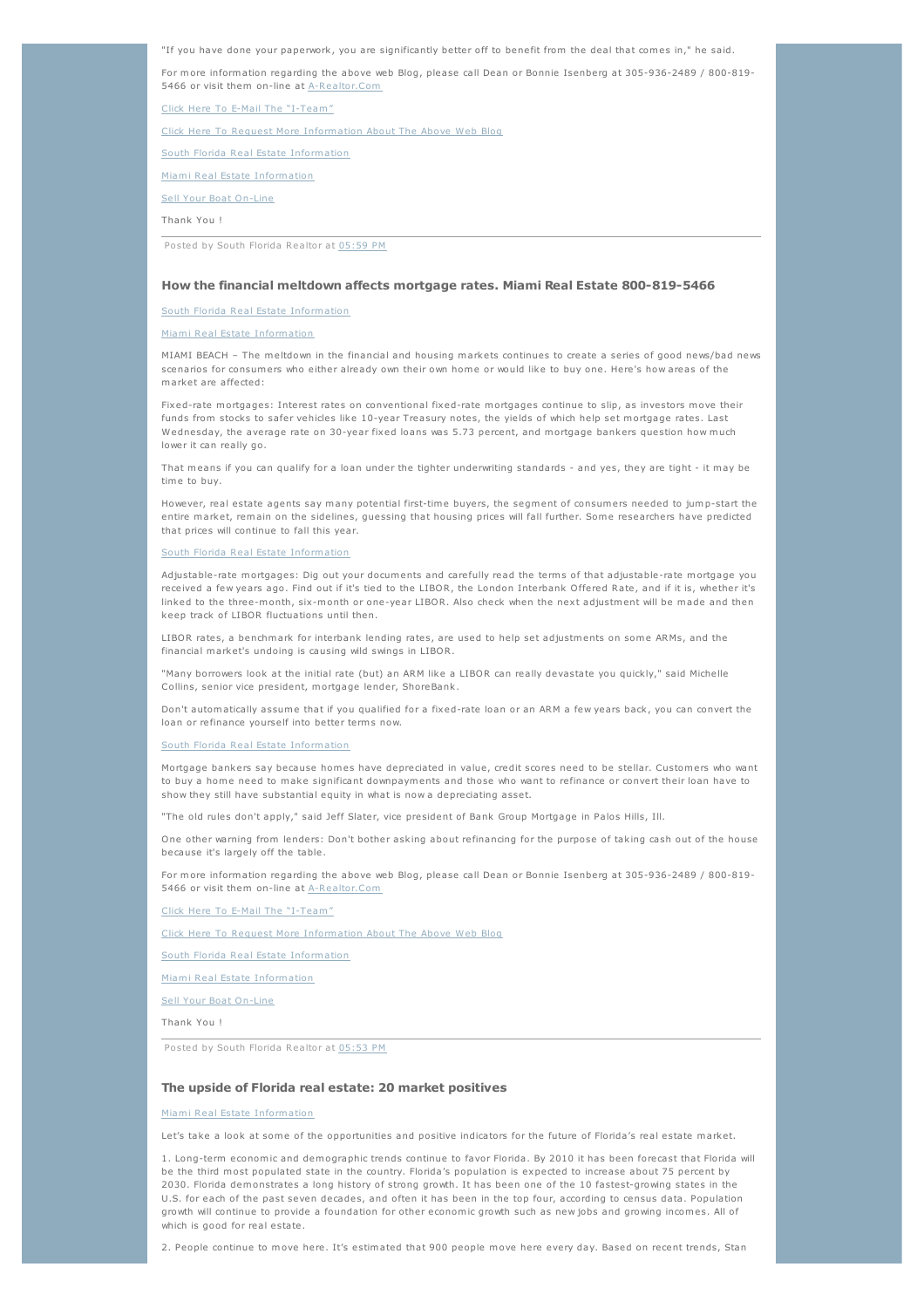"If you have done your paperwork, you are significantly better off to benefit from the deal that comes in," he said.

For more information regarding the above web Blog, please call Dean or Bonnie Isenberg at 305-936-2489 / 800-819-5466 or visit them on-line at A-Realtor.Com

Click Here To E-Mail The "I-Team"

Click Here To Request More Information About The Above Web Blog

South Florida Real Estate Information

Miami Real Estate Information

Sell Your Boat On-Line

Thank You !

Posted by South Florida Realtor at 05:59 PM

---

### How the financial meltdown affects mortgage rates. Miami Real Estate 800-819-5466

South Florida Real Estate Information

Miami Real Estate Information

MIAMI BEACH – The meltdown in the financial and housing markets continues to create a series of good news/bad news scenarios for consumers who either already own their own home or would like to buy one. Here's how areas of the market are affected:

Fixed-rate mortgages: Interest rates on conventional fixed-rate mortgages continue to slip, as investors move their funds from stocks to safer vehicles like 10-year Treasury notes, the yields of which help set mortgage rates. Last Wednesday, the average rate on 30-year fixed loans was 5.73 percent, and mortgage bankers question how much lower it can really go.

That means if you can qualify for a loan under the tighter underwriting standards - and yes, they are tight - it may be time to buy.

However, real estate agents say many potential first-time buyers, the segment of consumers needed to jump-start the entire market, remain on the sidelines, guessing that housing prices will fall further. Some researchers have predicted that prices will continue to fall this year.

South Florida Real Estate Information

Adjustable-rate mortgages: Dig out your documents and carefully read the terms of that adjustable-rate mortgage you received a few years ago. Find out if it's tied to the LIBOR, the London Interbank Offered Rate, and if it is, whether it's linked to the three-month, six-month or one-year LIBOR. Also check when the next adjustment will be made and then keep track of LIBOR fluctuations until then.

LIBOR rates, a benchmark for interbank lending rates, are used to help set adjustments on some ARMs, and the financial market's undoing is causing wild swings in LIBOR.

"Many borrowers look at the initial rate (but) an ARM like a LIBOR can really devastate you quickly," said Michelle Collins, senior vice president, mortgage lender, ShoreBank.

Don't automatically assume that if you qualified for a fixed-rate loan or an ARM a few years back, you can convert the loan or refinance yourself into better terms now.

South Florida Real Estate Information

Mortgage bankers say because homes have depreciated in value, credit scores need to be stellar. Customers who want to buy a home need to make significant downpayments and those who want to refinance or convert their loan have to show they still have substantial equity in what is now a depreciating asset.

"The old rules don't apply," said Jeff Slater, vice president of Bank Group Mortgage in Palos Hills, Ill.

One other warning from lenders: Don't bother asking about refinancing for the purpose of taking cash out of the house because it's largely off the table.

For more information regarding the above web Blog, please call Dean or Bonnie Isenberg at 305-936-2489 / 800-819-5466 or visit them on-line at A-Realtor.Com

Click Here To E-Mail The "I-Team"

Click Here To Request More Information About The Above Web Blog

South Florida Real Estate Information

Miami Real Estate Information

Sell Your Boat On-Line

Thank You !

Posted by South Florida Realtor at 05:53 PM

---

### The upside of Florida real estate: 20 market positives

Miami Real Estate Information

Let's take a look at some of the opportunities and positive indicators for the future of Florida's real estate market.

1. Long-term economic and demographic trends continue to favor Florida. By 2010 it has been forecast that Florida will be the third most populated state in the country. Florida's population is expected to increase about 75 percent by 2030. Florida demonstrates a long history of strong growth. It has been one of the 10 fastest-growing states in the U.S. for each of the past seven decades, and often it has been in the top four, according to census data. Population growth will continue to provide a foundation for other economic growth such as new jobs and growing incomes. All of which is good for real estate.

2. People continue to move here. It's estimated that 900 people move here every day. Based on recent trends, Stan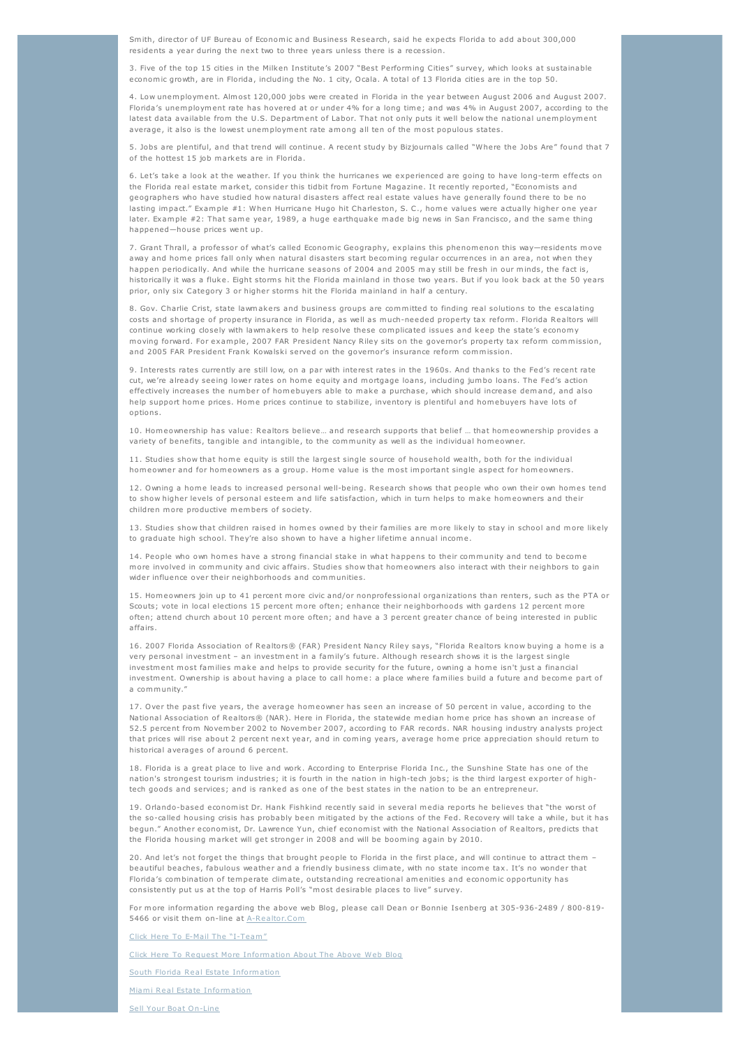Smith, director of UF Bureau of Economic and Business Research, said he expects Florida to add about 300,000 residents a year during the next two to three years unless there is a recession.

3. Five of the top 15 cities in the Milken Institute's 2007 "Best Performing Cities" survey, which looks at sustainable economic growth, are in Florida, including the No. 1 city, Ocala. A total of 13 Florida cities are in the top 50.

4. Low unemployment. Almost 120,000 jobs were created in Florida in the year between August 2006 and August 2007. Florida's unemployment rate has hovered at or under 4% for a long time; and was 4% in August 2007, according to the latest data available from the U.S. Department of Labor. That not only puts it well below the national unemployment average, it also is the lowest unemployment rate among all ten of the most populous states.

5. Jobs are plentiful, and that trend will continue. A recent study by Bizjournals called "Where the Jobs Are" found that 7 of the hottest 15 job markets are in Florida.

6. Let's take a look at the weather. If you think the hurricanes we experienced are going to have long-term effects on the Florida real estate market, consider this tidbit from Fortune Magazine. It recently reported, "Economists and geographers who have studied how natural disasters affect real estate values have generally found there to be no lasting impact." Example #1: When Hurricane Hugo hit Charleston, S. C., home values were actually higher one year later. Example #2: That same year, 1989, a huge earthquake made big news in San Francisco, and the same thing happened—house prices went up.

7. Grant Thrall, a professor of what's called Economic Geography, explains this phenomenon this way—residents move away and home prices fall only when natural disasters start becoming regular occurrences in an area, not when they happen periodically. And while the hurricane seasons of 2004 and 2005 may still be fresh in our minds, the fact is, historically it was a fluke. Eight storms hit the Florida mainland in those two years. But if you look back at the 50 years prior, only six Category 3 or higher storms hit the Florida mainland in half a century.

8. Gov. Charlie Crist, state lawmakers and business groups are committed to finding real solutions to the escalating costs and shortage of property insurance in Florida, as well as much-needed property tax reform. Florida Realtors will continue working closely with lawmakers to help resolve these complicated issues and keep the state's economy moving forward. For example, 2007 FAR President Nancy Riley sits on the governor's property tax reform commission, and 2005 FAR President Frank Kowalski served on the governor's insurance reform commission.

9. Interests rates currently are still low, on a par with interest rates in the 1960s. And thanks to the Fed's recent rate cut, we're already seeing lower rates on home equity and mortgage loans, including jumbo loans. The Fed's action effectively increases the number of homebuyers able to make a purchase, which should increase demand, and also help support home prices. Home prices continue to stabilize, inventory is plentiful and homebuyers have lots of options.

10. Homeownership has value: Realtors believe… and research supports that belief … that homeownership provides a variety of benefits, tangible and intangible, to the community as well as the individual homeowner.

11. Studies show that home equity is still the largest single source of household wealth, both for the individual homeowner and for homeowners as a group. Home value is the most important single aspect for homeowners.

12. Owning a home leads to increased personal well-being. Research shows that people who own their own homes tend to show higher levels of personal esteem and life satisfaction, which in turn helps to make homeowners and their children more productive members of society.

13. Studies show that children raised in homes owned by their families are more likely to stay in school and more likely to graduate high school. They're also shown to have a higher lifetime annual income.

14. People who own homes have a strong financial stake in what happens to their community and tend to become more involved in community and civic affairs. Studies show that homeowners also interact with their neighbors to gain wider influence over their neighborhoods and communities.

15. Homeowners join up to 41 percent more civic and/or nonprofessional organizations than renters, such as the PTA or Scouts; vote in local elections 15 percent more often; enhance their neighborhoods with gardens 12 percent more often; attend church about 10 percent more often; and have a 3 percent greater chance of being interested in public affairs.

16. 2007 Florida Association of Realtors® (FAR) President Nancy Riley says, "Florida Realtors know buying a home is a very personal investment – an investment in a family's future. Although research shows it is the largest single investment most families make and helps to provide security for the future, owning a home isn't just a financial investment. Ownership is about having a place to call home: a place where families build a future and become part of a community."

17. Over the past five years, the average homeowner has seen an increase of 50 percent in value, according to the National Association of Realtors® (NAR). Here in Florida, the statewide median home price has shown an increase of 52.5 percent from November 2002 to November 2007, according to FAR records. NAR housing industry analysts project that prices will rise about 2 percent next year, and in coming years, average home price appreciation should return to historical averages of around 6 percent.

18. Florida is a great place to live and work. According to Enterprise Florida Inc., the Sunshine State has one of the nation's strongest tourism industries; it is fourth in the nation in high-tech jobs; is the third largest exporter of high-tech goods and services; and is ranked as one of the best states in the nation to be an entrepreneur.

19. Orlando-based economist Dr. Hank Fishkind recently said in several media reports he believes that "the worst of the so-called housing crisis has probably been mitigated by the actions of the Fed. Recovery will take a while, but it has begun." Another economist, Dr. Lawrence Yun, chief economist with the National Association of Realtors, predicts that the Florida housing market will get stronger in 2008 and will be booming again by 2010.

20. And let's not forget the things that brought people to Florida in the first place, and will continue to attract them – beautiful beaches, fabulous weather and a friendly business climate, with no state income tax. It's no wonder that Florida's combination of temperate climate, outstanding recreational amenities and economic opportunity has consistently put us at the top of Harris Poll's "most desirable places to live" survey.

For more information regarding the above web Blog, please call Dean or Bonnie Isenberg at 305-936-2489 / 800-819-5466 or visit them on-line at A-Realtor.Com

Click Here To E-Mail The "I-Team"

Click Here To Request More Information About The Above Web Blog

South Florida Real Estate Information

Miami Real Estate Information

Sell Your Boat On-Line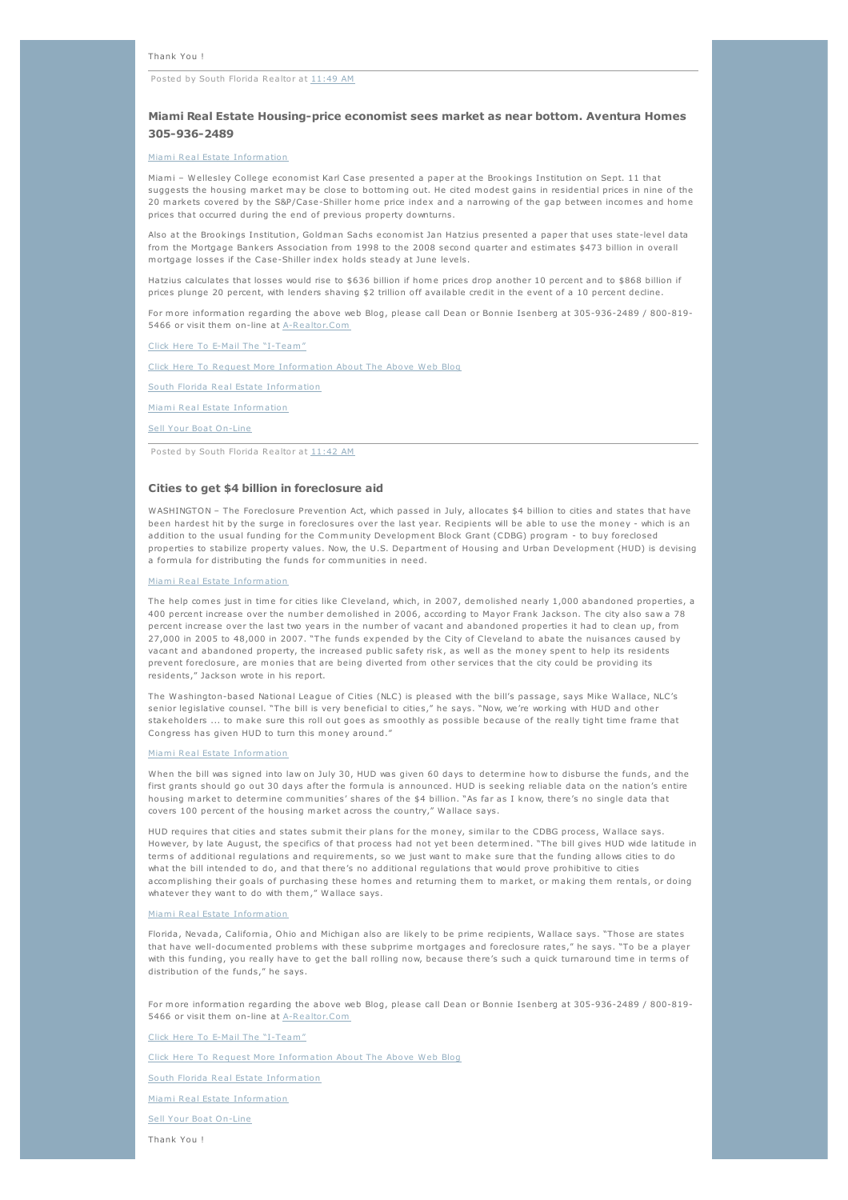Thank You !

Posted by South Florida Realtor at 11:49 AM

### Miami Real Estate Housing-price economist sees market as near bottom. Aventura Homes 305-936-2489

Miami Real Estate Information

Miami – Wellesley College economist Karl Case presented a paper at the Brookings Institution on Sept. 11 that suggests the housing market may be close to bottoming out. He cited modest gains in residential prices in nine of the 20 markets covered by the S&P/Case-Shiller home price index and a narrowing of the gap between incomes and home prices that occurred during the end of previous property downturns.

Also at the Brookings Institution, Goldman Sachs economist Jan Hatzius presented a paper that uses state-level data from the Mortgage Bankers Association from 1998 to the 2008 second quarter and estimates $473 billion in overall mortgage losses if the Case-Shiller index holds steady at June levels.

Hatzius calculates that losses would rise to $636 billion if home prices drop another 10 percent and to $868 billion if prices plunge 20 percent, with lenders shaving $2 trillion off available credit in the event of a 10 percent decline.

For more information regarding the above web Blog, please call Dean or Bonnie Isenberg at 305-936-2489 / 800-819-5466 or visit them on-line at A-Realtor.Com

Click Here To E-Mail The "I-Team"

Click Here To Request More Information About The Above Web Blog

South Florida Real Estate Information

Miami Real Estate Information

Sell Your Boat On-Line

Posted by South Florida Realtor at 11:42 AM

### Cities to get $4 billion in foreclosure aid

WASHINGTON – The Foreclosure Prevention Act, which passed in July, allocates $4 billion to cities and states that have been hardest hit by the surge in foreclosures over the last year. Recipients will be able to use the money - which is an addition to the usual funding for the Community Development Block Grant (CDBG) program - to buy foreclosed properties to stabilize property values. Now, the U.S. Department of Housing and Urban Development (HUD) is devising a formula for distributing the funds for communities in need.

Miami Real Estate Information

The help comes just in time for cities like Cleveland, which, in 2007, demolished nearly 1,000 abandoned properties, a 400 percent increase over the number demolished in 2006, according to Mayor Frank Jackson. The city also saw a 78 percent increase over the last two years in the number of vacant and abandoned properties it had to clean up, from 27,000 in 2005 to 48,000 in 2007. "The funds expended by the City of Cleveland to abate the nuisances caused by vacant and abandoned property, the increased public safety risk, as well as the money spent to help its residents prevent foreclosure, are monies that are being diverted from other services that the city could be providing its residents," Jackson wrote in his report.

The Washington-based National League of Cities (NLC) is pleased with the bill's passage, says Mike Wallace, NLC's senior legislative counsel. "The bill is very beneficial to cities," he says. "Now, we're working with HUD and other stakeholders ... to make sure this roll out goes as smoothly as possible because of the really tight time frame that Congress has given HUD to turn this money around."

Miami Real Estate Information

When the bill was signed into law on July 30, HUD was given 60 days to determine how to disburse the funds, and the first grants should go out 30 days after the formula is announced. HUD is seeking reliable data on the nation's entire housing market to determine communities' shares of the $4 billion. "As far as I know, there's no single data that covers 100 percent of the housing market across the country," Wallace says.

HUD requires that cities and states submit their plans for the money, similar to the CDBG process, Wallace says. However, by late August, the specifics of that process had not yet been determined. "The bill gives HUD wide latitude in terms of additional regulations and requirements, so we just want to make sure that the funding allows cities to do what the bill intended to do, and that there's no additional regulations that would prove prohibitive to cities accomplishing their goals of purchasing these homes and returning them to market, or making them rentals, or doing whatever they want to do with them," Wallace says.

Miami Real Estate Information

Florida, Nevada, California, Ohio and Michigan also are likely to be prime recipients, Wallace says. "Those are states that have well-documented problems with these subprime mortgages and foreclosure rates," he says. "To be a player with this funding, you really have to get the ball rolling now, because there's such a quick turnaround time in terms of distribution of the funds," he says.

For more information regarding the above web Blog, please call Dean or Bonnie Isenberg at 305-936-2489 / 800-819-5466 or visit them on-line at A-Realtor.Com

Click Here To E-Mail The "I-Team"

Click Here To Request More Information About The Above Web Blog

South Florida Real Estate Information

Miami Real Estate Information

Sell Your Boat On-Line

Thank You !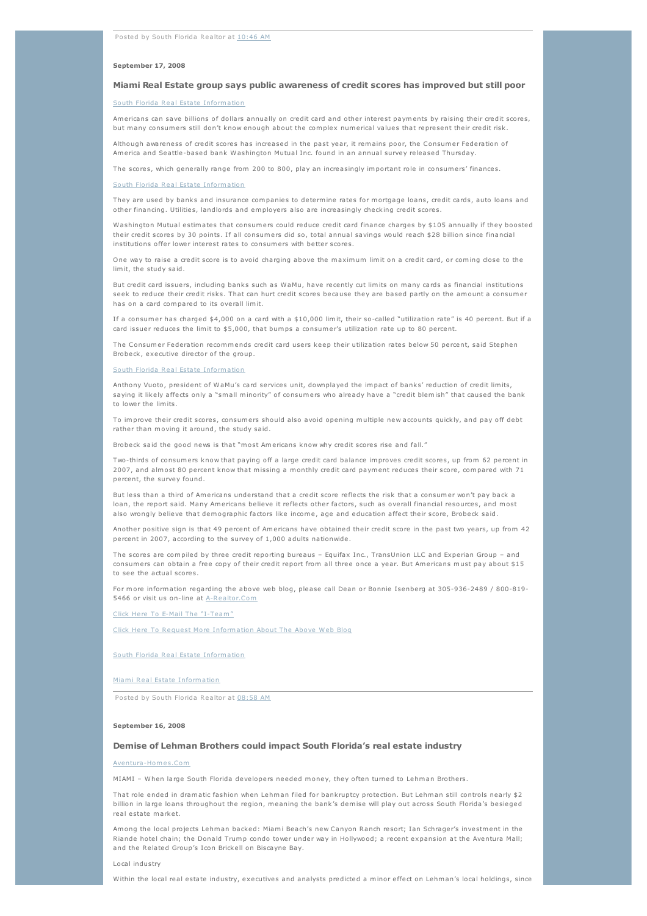Posted by South Florida Realtor at 10:46 AM

**September 17, 2008**

### Miami Real Estate group says public awareness of credit scores has improved but still poor

South Florida Real Estate Information

Americans can save billions of dollars annually on credit card and other interest payments by raising their credit scores, but many consumers still don't know enough about the complex numerical values that represent their credit risk.

Although awareness of credit scores has increased in the past year, it remains poor, the Consumer Federation of America and Seattle-based bank Washington Mutual Inc. found in an annual survey released Thursday.

The scores, which generally range from 200 to 800, play an increasingly important role in consumers' finances.

South Florida Real Estate Information

They are used by banks and insurance companies to determine rates for mortgage loans, credit cards, auto loans and other financing. Utilities, landlords and employers also are increasingly checking credit scores.

Washington Mutual estimates that consumers could reduce credit card finance charges by $105 annually if they boosted their credit scores by 30 points. If all consumers did so, total annual savings would reach $28 billion since financial institutions offer lower interest rates to consumers with better scores.

One way to raise a credit score is to avoid charging above the maximum limit on a credit card, or coming close to the limit, the study said.

But credit card issuers, including banks such as WaMu, have recently cut limits on many cards as financial institutions seek to reduce their credit risks. That can hurt credit scores because they are based partly on the amount a consumer has on a card compared to its overall limit.

If a consumer has charged $4,000 on a card with a $10,000 limit, their so-called "utilization rate" is 40 percent. But if a card issuer reduces the limit to $5,000, that bumps a consumer's utilization rate up to 80 percent.

The Consumer Federation recommends credit card users keep their utilization rates below 50 percent, said Stephen Brobeck, executive director of the group.

South Florida Real Estate Information

Anthony Vuoto, president of WaMu's card services unit, downplayed the impact of banks' reduction of credit limits, saying it likely affects only a "small minority" of consumers who already have a "credit blemish" that caused the bank to lower the limits.

To improve their credit scores, consumers should also avoid opening multiple new accounts quickly, and pay off debt rather than moving it around, the study said.

Brobeck said the good news is that "most Americans know why credit scores rise and fall."

Two-thirds of consumers know that paying off a large credit card balance improves credit scores, up from 62 percent in 2007, and almost 80 percent know that missing a monthly credit card payment reduces their score, compared with 71 percent, the survey found.

But less than a third of Americans understand that a credit score reflects the risk that a consumer won't pay back a loan, the report said. Many Americans believe it reflects other factors, such as overall financial resources, and most also wrongly believe that demographic factors like income, age and education affect their score, Brobeck said.

Another positive sign is that 49 percent of Americans have obtained their credit score in the past two years, up from 42 percent in 2007, according to the survey of 1,000 adults nationwide.

The scores are compiled by three credit reporting bureaus – Equifax Inc., TransUnion LLC and Experian Group – and consumers can obtain a free copy of their credit report from all three once a year. But Americans must pay about $15 to see the actual scores.

For more information regarding the above web blog, please call Dean or Bonnie Isenberg at 305-936-2489 / 800-819-5466 or visit us on-line at A-Realtor.Com

Click Here To E-Mail The "I-Team"

Click Here To Request More Information About The Above Web Blog

South Florida Real Estate Information

Miami Real Estate Information

Posted by South Florida Realtor at 08:58 AM

**September 16, 2008**

### Demise of Lehman Brothers could impact South Florida's real estate industry

Aventura-Homes.Com

MIAMI – When large South Florida developers needed money, they often turned to Lehman Brothers.

That role ended in dramatic fashion when Lehman filed for bankruptcy protection. But Lehman still controls nearly $2 billion in large loans throughout the region, meaning the bank's demise will play out across South Florida's besieged real estate market.

Among the local projects Lehman backed: Miami Beach's new Canyon Ranch resort; Ian Schrager's investment in the Riande hotel chain; the Donald Trump condo tower under way in Hollywood; a recent expansion at the Aventura Mall; and the Related Group's Icon Brickell on Biscayne Bay.

Local industry

Within the local real estate industry, executives and analysts predicted a minor effect on Lehman's local holdings, since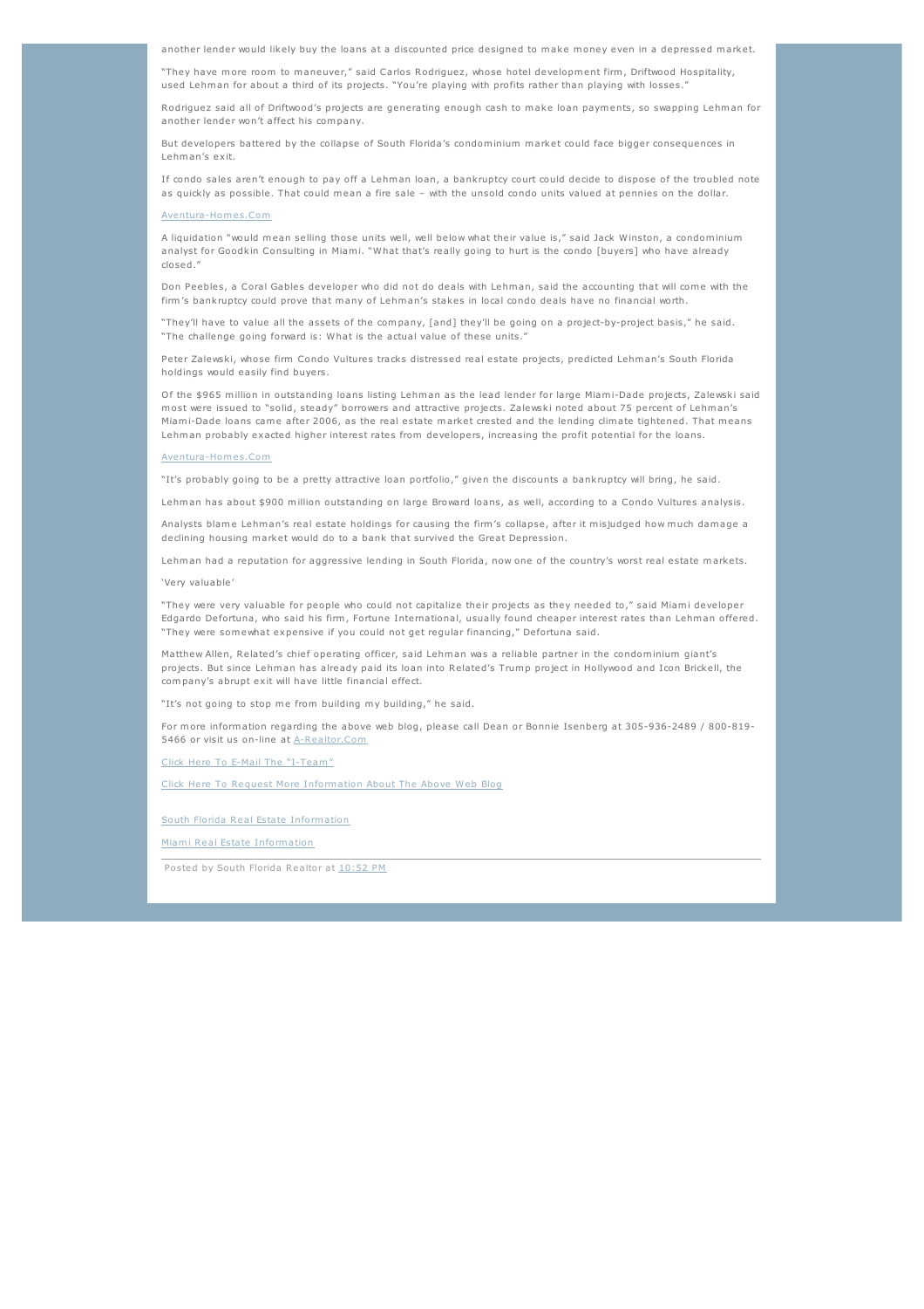another lender would likely buy the loans at a discounted price designed to make money even in a depressed market.

"They have more room to maneuver," said Carlos Rodriguez, whose hotel development firm, Driftwood Hospitality, used Lehman for about a third of its projects. "You're playing with profits rather than playing with losses."

Rodriguez said all of Driftwood's projects are generating enough cash to make loan payments, so swapping Lehman for another lender won't affect his company.

But developers battered by the collapse of South Florida's condominium market could face bigger consequences in Lehman's exit.

If condo sales aren't enough to pay off a Lehman loan, a bankruptcy court could decide to dispose of the troubled note as quickly as possible. That could mean a fire sale – with the unsold condo units valued at pennies on the dollar.

Aventura-Homes.Com

A liquidation "would mean selling those units well, well below what their value is," said Jack Winston, a condominium analyst for Goodkin Consulting in Miami. "What that's really going to hurt is the condo [buyers] who have already closed."

Don Peebles, a Coral Gables developer who did not do deals with Lehman, said the accounting that will come with the firm's bankruptcy could prove that many of Lehman's stakes in local condo deals have no financial worth.

"They'll have to value all the assets of the company, [and] they'll be going on a project-by-project basis," he said. "The challenge going forward is: What is the actual value of these units."

Peter Zalewski, whose firm Condo Vultures tracks distressed real estate projects, predicted Lehman's South Florida holdings would easily find buyers.

Of the $965 million in outstanding loans listing Lehman as the lead lender for large Miami-Dade projects, Zalewski said most were issued to "solid, steady" borrowers and attractive projects. Zalewski noted about 75 percent of Lehman's Miami-Dade loans came after 2006, as the real estate market crested and the lending climate tightened. That means Lehman probably exacted higher interest rates from developers, increasing the profit potential for the loans.

Aventura-Homes.Com

"It's probably going to be a pretty attractive loan portfolio," given the discounts a bankruptcy will bring, he said.

Lehman has about $900 million outstanding on large Broward loans, as well, according to a Condo Vultures analysis.

Analysts blame Lehman's real estate holdings for causing the firm's collapse, after it misjudged how much damage a declining housing market would do to a bank that survived the Great Depression.

Lehman had a reputation for aggressive lending in South Florida, now one of the country's worst real estate markets.

'Very valuable'

"They were very valuable for people who could not capitalize their projects as they needed to," said Miami developer Edgardo Defortuna, who said his firm, Fortune International, usually found cheaper interest rates than Lehman offered. "They were somewhat expensive if you could not get regular financing," Defortuna said.

Matthew Allen, Related's chief operating officer, said Lehman was a reliable partner in the condominium giant's projects. But since Lehman has already paid its loan into Related's Trump project in Hollywood and Icon Brickell, the company's abrupt exit will have little financial effect.

"It's not going to stop me from building my building," he said.

For more information regarding the above web blog, please call Dean or Bonnie Isenberg at 305-936-2489 / 800-819-5466 or visit us on-line at A-Realtor.Com

Click Here To E-Mail The "I-Team"

Click Here To Request More Information About The Above Web Blog

South Florida Real Estate Information

Miami Real Estate Information

Posted by South Florida Realtor at 10:52 PM